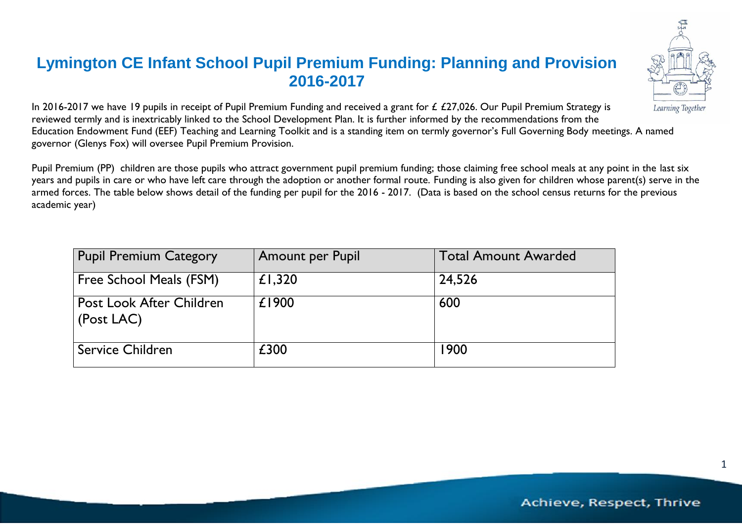# Lymington CE Infant School Pupil Premium Funding: Planning and Provision 2016-2017

In 2016-2017 we have 19 pupils in receipt of Pupil Premium Funding and received a grant for £ £27,026. Our Pupil Premium Strategy is reviewed termly and is inextricably linked to the School Development Plan. It is further informed by the recommendations from the Education Endowment Fund (EEF) Teaching and Learning Toolkit and is a standing item on termly governor's Full Governing Body meetings. A named governor (Glenys Fox) will oversee Pupil Premium Provision.

Pupil Premium (PP) children are those pupils who attract government pupil premium funding; those claiming free school meals at any point in the last six years and pupils in care or who have left care through the adoption or another formal route. Funding is also given for children whose parent(s) serve in the armed forces. The table below shows detail of the funding per pupil for the 2016 - 2017. (Data is based on the school census returns for the previous academic year)

| Pupil Premium Category | Amount per Pupil | Total Amount Awarded |
|---|---|---|
| Free School Meals (FSM) | £1,320 | 24,526 |
| Post Look After Children (Post LAC) | £1900 | 600 |
| Service Children | £300 | 1900 |

Achieve, Respect, Thrive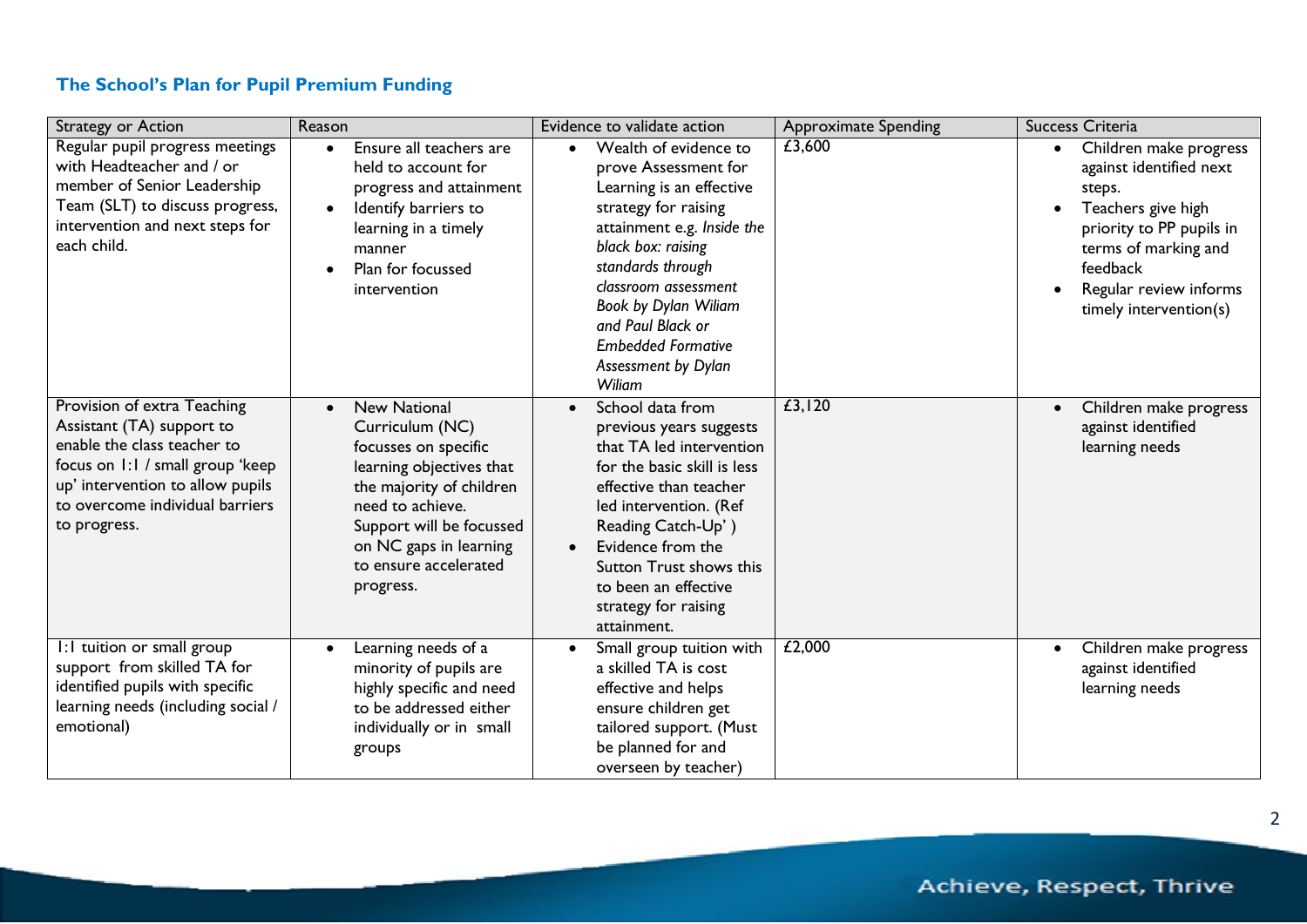## The School's Plan for Pupil Premium Funding

| Strategy or Action | Reason | Evidence to validate action | Approximate Spending | Success Criteria |
|---|---|---|---|---|
| Regular pupil progress meetings with Headteacher and / or member of Senior Leadership Team (SLT) to discuss progress, intervention and next steps for each child. | • Ensure all teachers are held to account for progress and attainment<br>• Identify barriers to learning in a timely manner<br>• Plan for focussed intervention | • Wealth of evidence to prove Assessment for Learning is an effective strategy for raising attainment e.g. *Inside the black box: raising standards through classroom assessment Book by Dylan Wiliam and Paul Black or Embedded Formative Assessment by Dylan Wiliam* | £3,600 | • Children make progress against identified next steps.<br>• Teachers give high priority to PP pupils in terms of marking and feedback<br>• Regular review informs timely intervention(s) |
| Provision of extra Teaching Assistant (TA) support to enable the class teacher to focus on 1:1 / small group 'keep up' intervention to allow pupils to overcome individual barriers to progress. | • New National Curriculum (NC) focusses on specific learning objectives that the majority of children need to achieve. Support will be focussed on NC gaps in learning to ensure accelerated progress. | • School data from previous years suggests that TA led intervention for the basic skill is less effective than teacher led intervention. (Ref Reading Catch-Up' )<br>• Evidence from the Sutton Trust shows this to been an effective strategy for raising attainment. | £3,120 | • Children make progress against identified learning needs |
| 1:1 tuition or small group support from skilled TA for identified pupils with specific learning needs (including social / emotional) | • Learning needs of a minority of pupils are highly specific and need to be addressed either individually or in small groups | • Small group tuition with a skilled TA is cost effective and helps ensure children get tailored support. (Must be planned for and overseen by teacher) | £2,000 | • Children make progress against identified learning needs |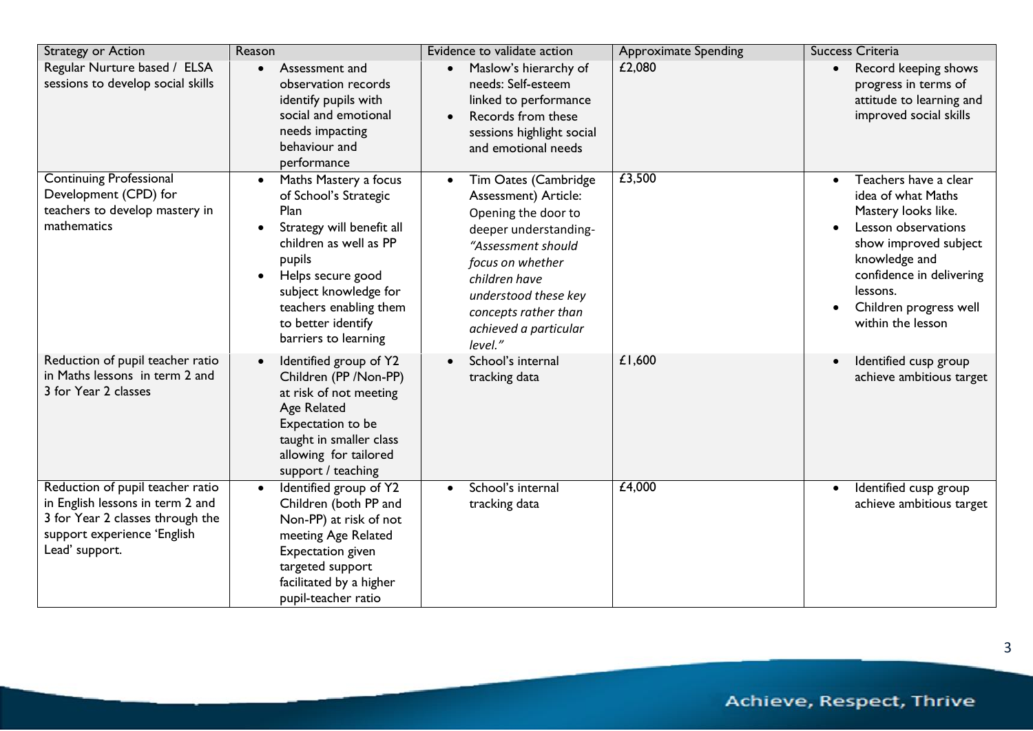| Strategy or Action | Reason | Evidence to validate action | Approximate Spending | Success Criteria |
|---|---|---|---|---|
| Regular Nurture based / ELSA sessions to develop social skills | • Assessment and observation records identify pupils with social and emotional needs impacting behaviour and performance | • Maslow's hierarchy of needs: Self-esteem linked to performance<br>• Records from these sessions highlight social and emotional needs | £2,080 | • Record keeping shows progress in terms of attitude to learning and improved social skills |
| Continuing Professional Development (CPD) for teachers to develop mastery in mathematics | • Maths Mastery a focus of School's Strategic Plan<br>• Strategy will benefit all children as well as PP pupils<br>• Helps secure good subject knowledge for teachers enabling them to better identify barriers to learning | • Tim Oates (Cambridge Assessment) Article: Opening the door to deeper understanding- *"Assessment should focus on whether children have understood these key concepts rather than achieved a particular level."* | £3,500 | • Teachers have a clear idea of what Maths Mastery looks like.<br>• Lesson observations show improved subject knowledge and confidence in delivering lessons.<br>• Children progress well within the lesson |
| Reduction of pupil teacher ratio in Maths lessons in term 2 and 3 for Year 2 classes | • Identified group of Y2 Children (PP /Non-PP) at risk of not meeting Age Related Expectation to be taught in smaller class allowing for tailored support / teaching | • School's internal tracking data | £1,600 | • Identified cusp group achieve ambitious target |
| Reduction of pupil teacher ratio in English lessons in term 2 and 3 for Year 2 classes through the support experience 'English Lead' support. | • Identified group of Y2 Children (both PP and Non-PP) at risk of not meeting Age Related Expectation given targeted support facilitated by a higher pupil-teacher ratio | • School's internal tracking data | £4,000 | • Identified cusp group achieve ambitious target |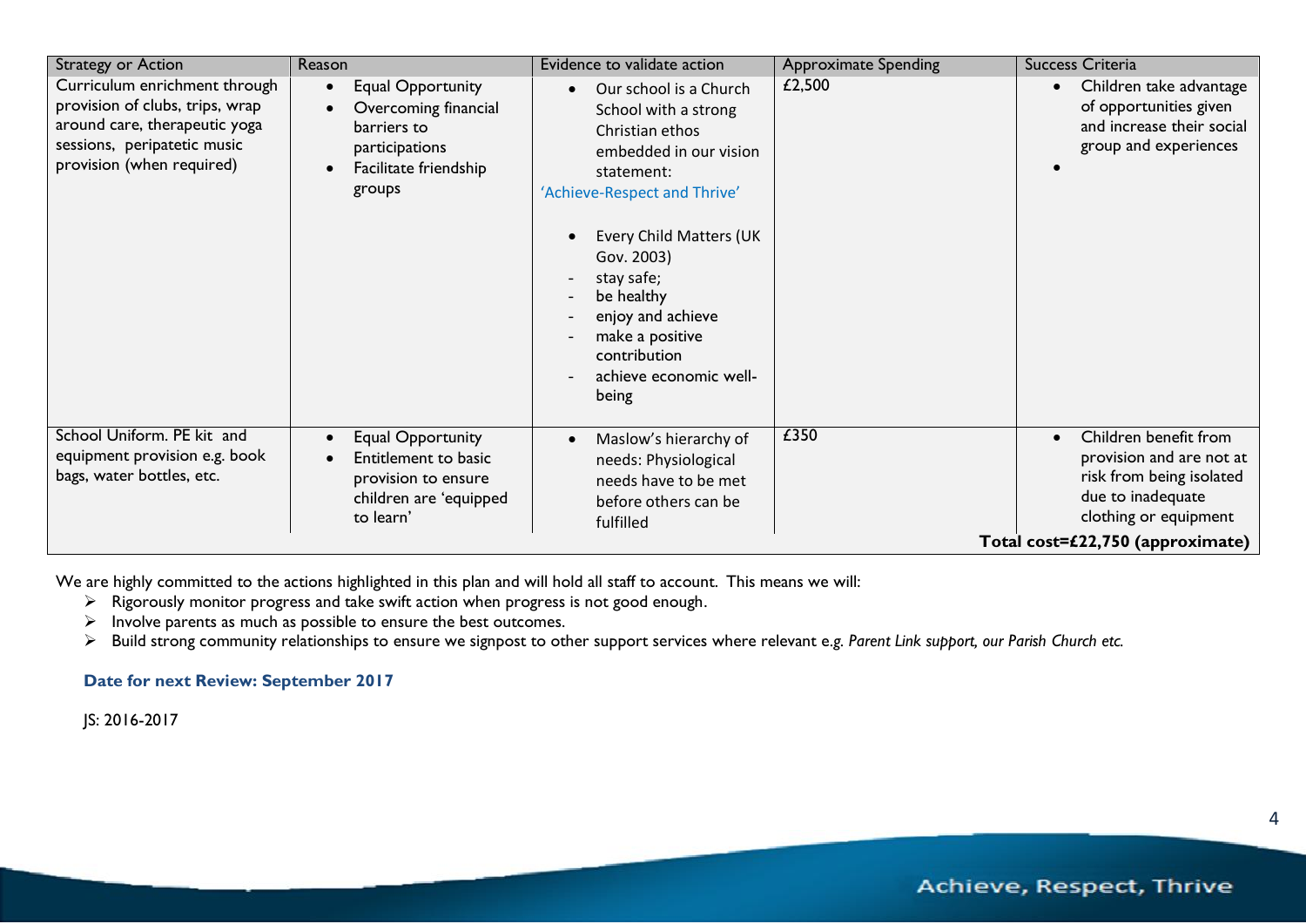| Strategy or Action | Reason | Evidence to validate action | Approximate Spending | Success Criteria |
|---|---|---|---|---|
| Curriculum enrichment through provision of clubs, trips, wrap around care, therapeutic yoga sessions, peripatetic music provision (when required) | • Equal Opportunity<br>• Overcoming financial barriers to participations<br>• Facilitate friendship groups | • Our school is a Church School with a strong Christian ethos embedded in our vision statement:<br>'Achieve-Respect and Thrive'<br><br>• Every Child Matters (UK Gov. 2003)<br>- stay safe;<br>- be healthy<br>- enjoy and achieve<br>- make a positive contribution<br>- achieve economic well-being | £2,500 | • Children take advantage of opportunities given and increase their social group and experiences<br>• |
| School Uniform. PE kit and equipment provision e.g. book bags, water bottles, etc. | • Equal Opportunity<br>• Entitlement to basic provision to ensure children are 'equipped to learn' | • Maslow's hierarchy of needs: Physiological needs have to be met before others can be fulfilled | £350 | • Children benefit from provision and are not at risk from being isolated due to inadequate clothing or equipment |
| | | | | **Total cost=£22,750 (approximate)** |

We are highly committed to the actions highlighted in this plan and will hold all staff to account. This means we will:

- Rigorously monitor progress and take swift action when progress is not good enough.
- Involve parents as much as possible to ensure the best outcomes.
- Build strong community relationships to ensure we signpost to other support services where relevant e.g. *Parent Link support, our Parish Church etc.*

**Date for next Review: September 2017**

JS: 2016-2017